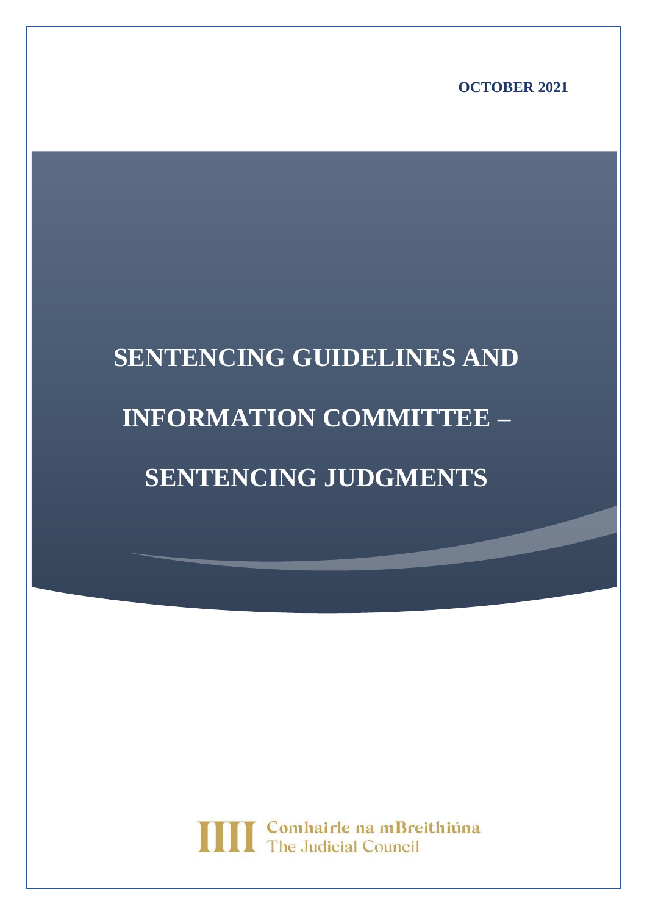OCTOBER 2021

# SENTENCING GUIDELINES AND INFORMATION COMMITTEE – SENTENCING JUDGMENTS

Comhairle na mBreithiúna
The Judicial Council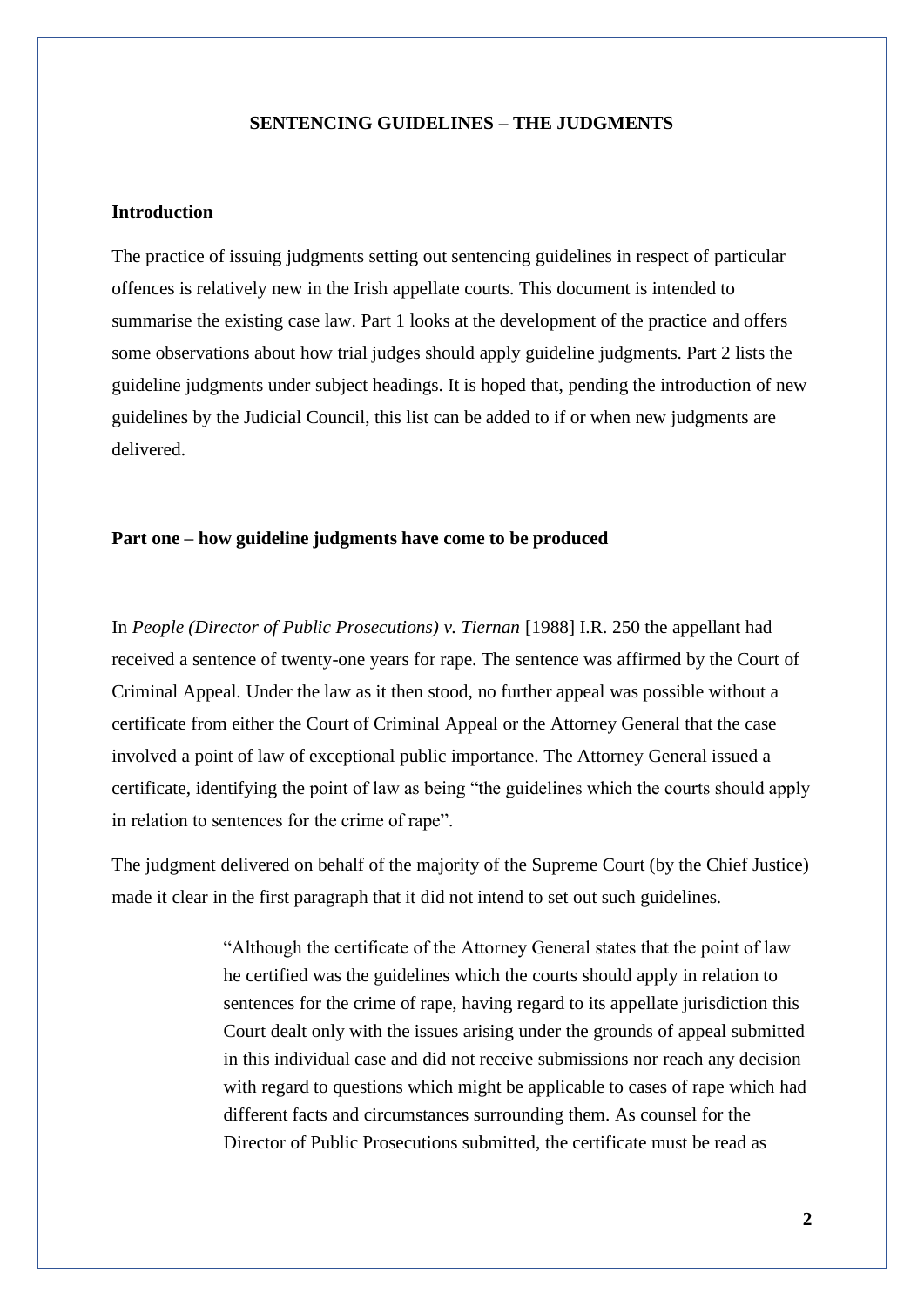**SENTENCING GUIDELINES – THE JUDGMENTS**

**Introduction**

The practice of issuing judgments setting out sentencing guidelines in respect of particular offences is relatively new in the Irish appellate courts. This document is intended to summarise the existing case law. Part 1 looks at the development of the practice and offers some observations about how trial judges should apply guideline judgments. Part 2 lists the guideline judgments under subject headings. It is hoped that, pending the introduction of new guidelines by the Judicial Council, this list can be added to if or when new judgments are delivered.

**Part one – how guideline judgments have come to be produced**

In *People (Director of Public Prosecutions) v. Tiernan* [1988] I.R. 250 the appellant had received a sentence of twenty-one years for rape. The sentence was affirmed by the Court of Criminal Appeal. Under the law as it then stood, no further appeal was possible without a certificate from either the Court of Criminal Appeal or the Attorney General that the case involved a point of law of exceptional public importance. The Attorney General issued a certificate, identifying the point of law as being "the guidelines which the courts should apply in relation to sentences for the crime of rape".

The judgment delivered on behalf of the majority of the Supreme Court (by the Chief Justice) made it clear in the first paragraph that it did not intend to set out such guidelines.

> "Although the certificate of the Attorney General states that the point of law he certified was the guidelines which the courts should apply in relation to sentences for the crime of rape, having regard to its appellate jurisdiction this Court dealt only with the issues arising under the grounds of appeal submitted in this individual case and did not receive submissions nor reach any decision with regard to questions which might be applicable to cases of rape which had different facts and circumstances surrounding them. As counsel for the Director of Public Prosecutions submitted, the certificate must be read as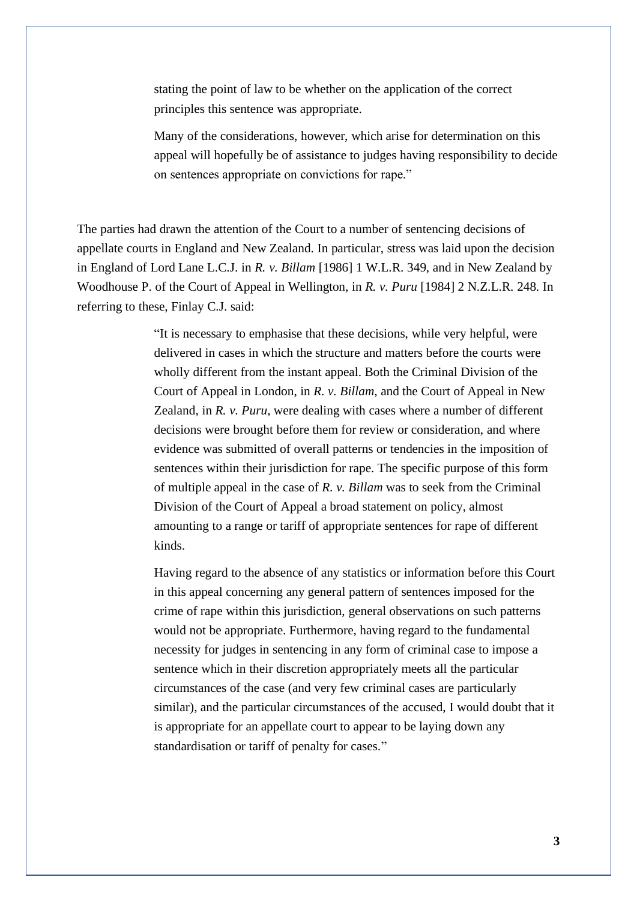> stating the point of law to be whether on the application of the correct principles this sentence was appropriate.
>
> Many of the considerations, however, which arise for determination on this appeal will hopefully be of assistance to judges having responsibility to decide on sentences appropriate on convictions for rape."

The parties had drawn the attention of the Court to a number of sentencing decisions of appellate courts in England and New Zealand. In particular, stress was laid upon the decision in England of Lord Lane L.C.J. in *R. v. Billam* [1986] 1 W.L.R. 349, and in New Zealand by Woodhouse P. of the Court of Appeal in Wellington, in *R. v. Puru* [1984] 2 N.Z.L.R. 248. In referring to these, Finlay C.J. said:

> "It is necessary to emphasise that these decisions, while very helpful, were delivered in cases in which the structure and matters before the courts were wholly different from the instant appeal. Both the Criminal Division of the Court of Appeal in London, in *R. v. Billam*, and the Court of Appeal in New Zealand, in *R. v. Puru*, were dealing with cases where a number of different decisions were brought before them for review or consideration, and where evidence was submitted of overall patterns or tendencies in the imposition of sentences within their jurisdiction for rape. The specific purpose of this form of multiple appeal in the case of *R. v. Billam* was to seek from the Criminal Division of the Court of Appeal a broad statement on policy, almost amounting to a range or tariff of appropriate sentences for rape of different kinds.
>
> Having regard to the absence of any statistics or information before this Court in this appeal concerning any general pattern of sentences imposed for the crime of rape within this jurisdiction, general observations on such patterns would not be appropriate. Furthermore, having regard to the fundamental necessity for judges in sentencing in any form of criminal case to impose a sentence which in their discretion appropriately meets all the particular circumstances of the case (and very few criminal cases are particularly similar), and the particular circumstances of the accused, I would doubt that it is appropriate for an appellate court to appear to be laying down any standardisation or tariff of penalty for cases."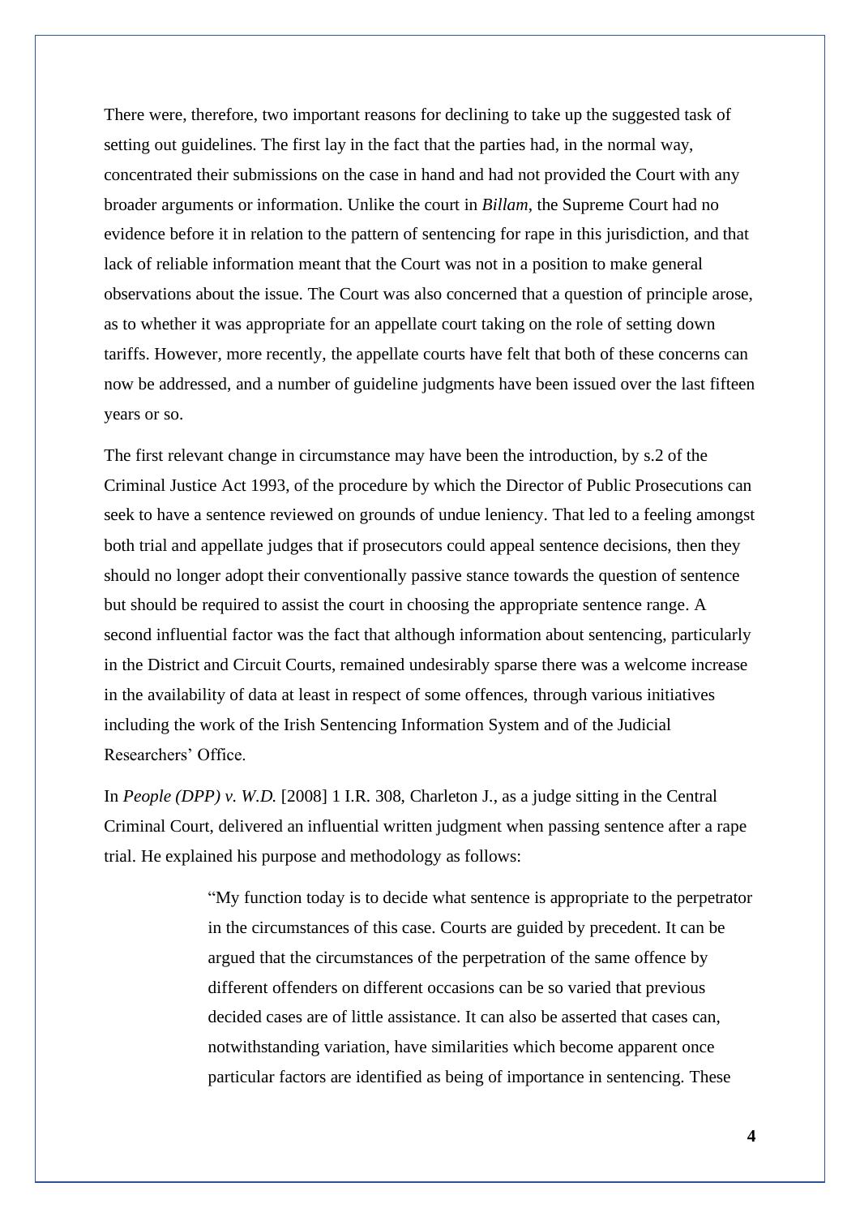There were, therefore, two important reasons for declining to take up the suggested task of setting out guidelines. The first lay in the fact that the parties had, in the normal way, concentrated their submissions on the case in hand and had not provided the Court with any broader arguments or information. Unlike the court in *Billam*, the Supreme Court had no evidence before it in relation to the pattern of sentencing for rape in this jurisdiction, and that lack of reliable information meant that the Court was not in a position to make general observations about the issue. The Court was also concerned that a question of principle arose, as to whether it was appropriate for an appellate court taking on the role of setting down tariffs. However, more recently, the appellate courts have felt that both of these concerns can now be addressed, and a number of guideline judgments have been issued over the last fifteen years or so.

The first relevant change in circumstance may have been the introduction, by s.2 of the Criminal Justice Act 1993, of the procedure by which the Director of Public Prosecutions can seek to have a sentence reviewed on grounds of undue leniency. That led to a feeling amongst both trial and appellate judges that if prosecutors could appeal sentence decisions, then they should no longer adopt their conventionally passive stance towards the question of sentence but should be required to assist the court in choosing the appropriate sentence range. A second influential factor was the fact that although information about sentencing, particularly in the District and Circuit Courts, remained undesirably sparse there was a welcome increase in the availability of data at least in respect of some offences, through various initiatives including the work of the Irish Sentencing Information System and of the Judicial Researchers' Office.

In *People (DPP) v. W.D.* [2008] 1 I.R. 308, Charleton J., as a judge sitting in the Central Criminal Court, delivered an influential written judgment when passing sentence after a rape trial. He explained his purpose and methodology as follows:

> "My function today is to decide what sentence is appropriate to the perpetrator in the circumstances of this case. Courts are guided by precedent. It can be argued that the circumstances of the perpetration of the same offence by different offenders on different occasions can be so varied that previous decided cases are of little assistance. It can also be asserted that cases can, notwithstanding variation, have similarities which become apparent once particular factors are identified as being of importance in sentencing. These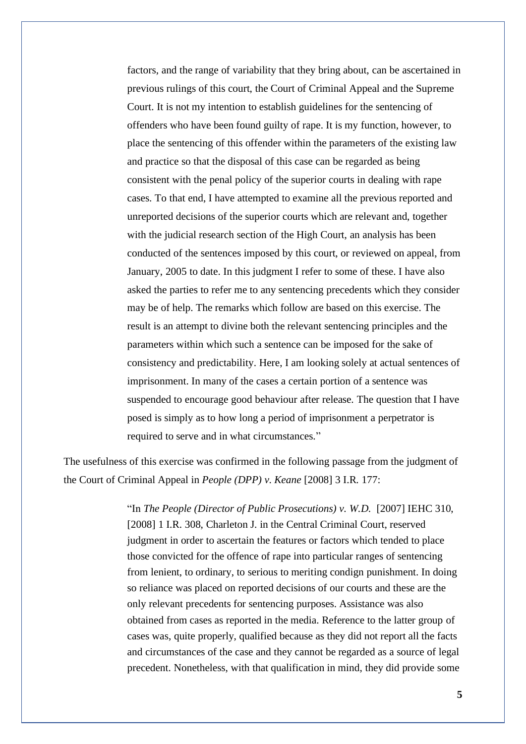> factors, and the range of variability that they bring about, can be ascertained in previous rulings of this court, the Court of Criminal Appeal and the Supreme Court. It is not my intention to establish guidelines for the sentencing of offenders who have been found guilty of rape. It is my function, however, to place the sentencing of this offender within the parameters of the existing law and practice so that the disposal of this case can be regarded as being consistent with the penal policy of the superior courts in dealing with rape cases. To that end, I have attempted to examine all the previous reported and unreported decisions of the superior courts which are relevant and, together with the judicial research section of the High Court, an analysis has been conducted of the sentences imposed by this court, or reviewed on appeal, from January, 2005 to date. In this judgment I refer to some of these. I have also asked the parties to refer me to any sentencing precedents which they consider may be of help. The remarks which follow are based on this exercise. The result is an attempt to divine both the relevant sentencing principles and the parameters within which such a sentence can be imposed for the sake of consistency and predictability. Here, I am looking solely at actual sentences of imprisonment. In many of the cases a certain portion of a sentence was suspended to encourage good behaviour after release. The question that I have posed is simply as to how long a period of imprisonment a perpetrator is required to serve and in what circumstances."

The usefulness of this exercise was confirmed in the following passage from the judgment of the Court of Criminal Appeal in *People (DPP) v. Keane* [2008] 3 I.R. 177:

> "In *The People (Director of Public Prosecutions) v. W.D.* [2007] IEHC 310, [2008] 1 I.R. 308, Charleton J. in the Central Criminal Court, reserved judgment in order to ascertain the features or factors which tended to place those convicted for the offence of rape into particular ranges of sentencing from lenient, to ordinary, to serious to meriting condign punishment. In doing so reliance was placed on reported decisions of our courts and these are the only relevant precedents for sentencing purposes. Assistance was also obtained from cases as reported in the media. Reference to the latter group of cases was, quite properly, qualified because as they did not report all the facts and circumstances of the case and they cannot be regarded as a source of legal precedent. Nonetheless, with that qualification in mind, they did provide some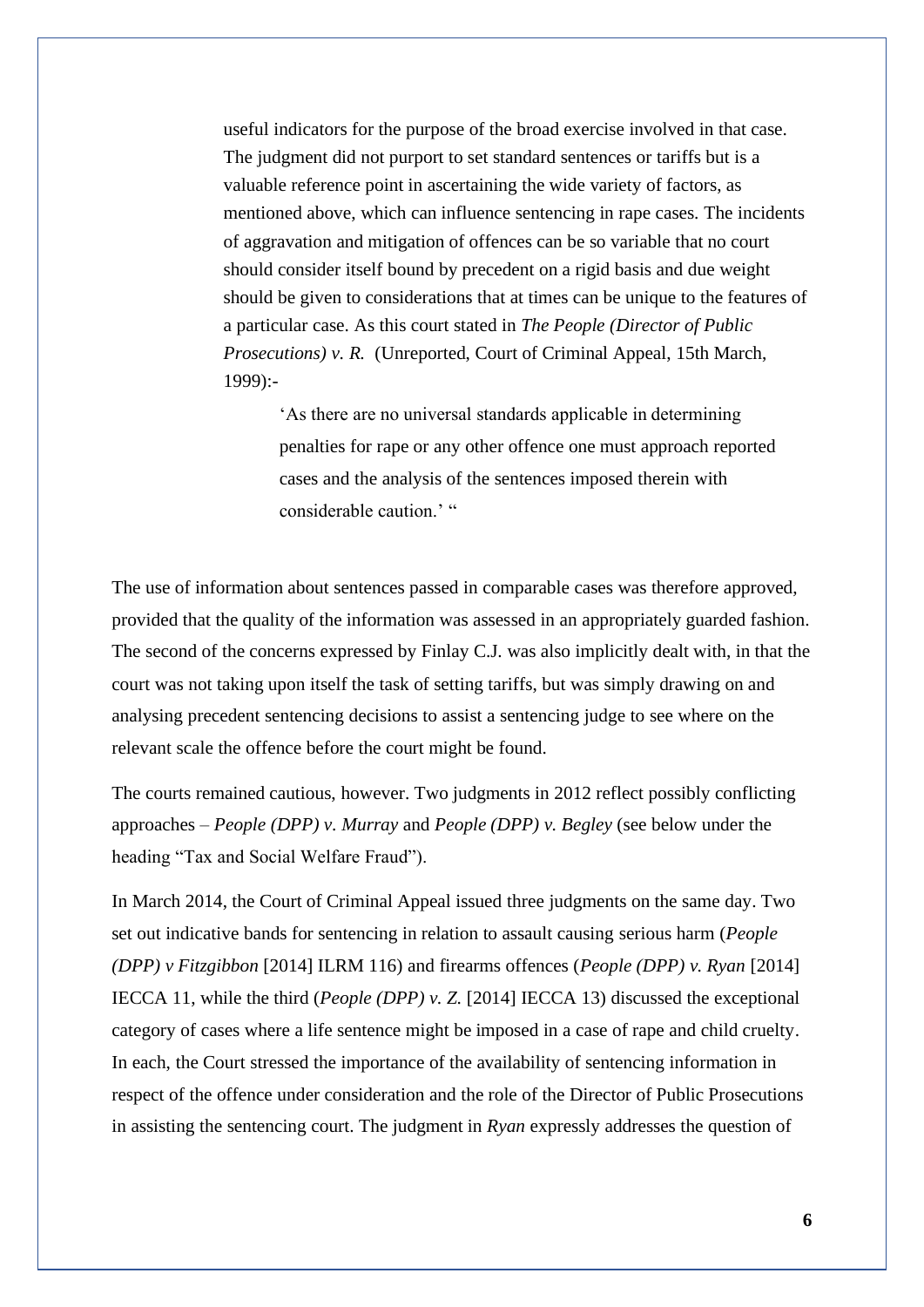> useful indicators for the purpose of the broad exercise involved in that case. The judgment did not purport to set standard sentences or tariffs but is a valuable reference point in ascertaining the wide variety of factors, as mentioned above, which can influence sentencing in rape cases. The incidents of aggravation and mitigation of offences can be so variable that no court should consider itself bound by precedent on a rigid basis and due weight should be given to considerations that at times can be unique to the features of a particular case. As this court stated in *The People (Director of Public Prosecutions) v. R.* (Unreported, Court of Criminal Appeal, 15th March, 1999):-
>
> > 'As there are no universal standards applicable in determining penalties for rape or any other offence one must approach reported cases and the analysis of the sentences imposed therein with considerable caution.' "

The use of information about sentences passed in comparable cases was therefore approved, provided that the quality of the information was assessed in an appropriately guarded fashion. The second of the concerns expressed by Finlay C.J. was also implicitly dealt with, in that the court was not taking upon itself the task of setting tariffs, but was simply drawing on and analysing precedent sentencing decisions to assist a sentencing judge to see where on the relevant scale the offence before the court might be found.

The courts remained cautious, however. Two judgments in 2012 reflect possibly conflicting approaches – *People (DPP) v. Murray* and *People (DPP) v. Begley* (see below under the heading "Tax and Social Welfare Fraud").

In March 2014, the Court of Criminal Appeal issued three judgments on the same day. Two set out indicative bands for sentencing in relation to assault causing serious harm (*People (DPP) v Fitzgibbon* [2014] ILRM 116) and firearms offences (*People (DPP) v. Ryan* [2014] IECCA 11, while the third (*People (DPP) v. Z.* [2014] IECCA 13) discussed the exceptional category of cases where a life sentence might be imposed in a case of rape and child cruelty. In each, the Court stressed the importance of the availability of sentencing information in respect of the offence under consideration and the role of the Director of Public Prosecutions in assisting the sentencing court. The judgment in *Ryan* expressly addresses the question of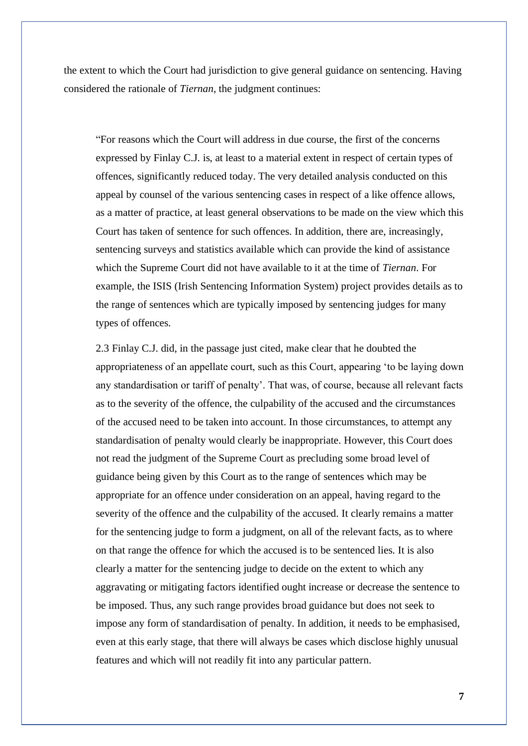the extent to which the Court had jurisdiction to give general guidance on sentencing. Having considered the rationale of *Tiernan*, the judgment continues:

> "For reasons which the Court will address in due course, the first of the concerns expressed by Finlay C.J. is, at least to a material extent in respect of certain types of offences, significantly reduced today. The very detailed analysis conducted on this appeal by counsel of the various sentencing cases in respect of a like offence allows, as a matter of practice, at least general observations to be made on the view which this Court has taken of sentence for such offences. In addition, there are, increasingly, sentencing surveys and statistics available which can provide the kind of assistance which the Supreme Court did not have available to it at the time of *Tiernan*. For example, the ISIS (Irish Sentencing Information System) project provides details as to the range of sentences which are typically imposed by sentencing judges for many types of offences.
>
> 2.3 Finlay C.J. did, in the passage just cited, make clear that he doubted the appropriateness of an appellate court, such as this Court, appearing 'to be laying down any standardisation or tariff of penalty'. That was, of course, because all relevant facts as to the severity of the offence, the culpability of the accused and the circumstances of the accused need to be taken into account. In those circumstances, to attempt any standardisation of penalty would clearly be inappropriate. However, this Court does not read the judgment of the Supreme Court as precluding some broad level of guidance being given by this Court as to the range of sentences which may be appropriate for an offence under consideration on an appeal, having regard to the severity of the offence and the culpability of the accused. It clearly remains a matter for the sentencing judge to form a judgment, on all of the relevant facts, as to where on that range the offence for which the accused is to be sentenced lies. It is also clearly a matter for the sentencing judge to decide on the extent to which any aggravating or mitigating factors identified ought increase or decrease the sentence to be imposed. Thus, any such range provides broad guidance but does not seek to impose any form of standardisation of penalty. In addition, it needs to be emphasised, even at this early stage, that there will always be cases which disclose highly unusual features and which will not readily fit into any particular pattern.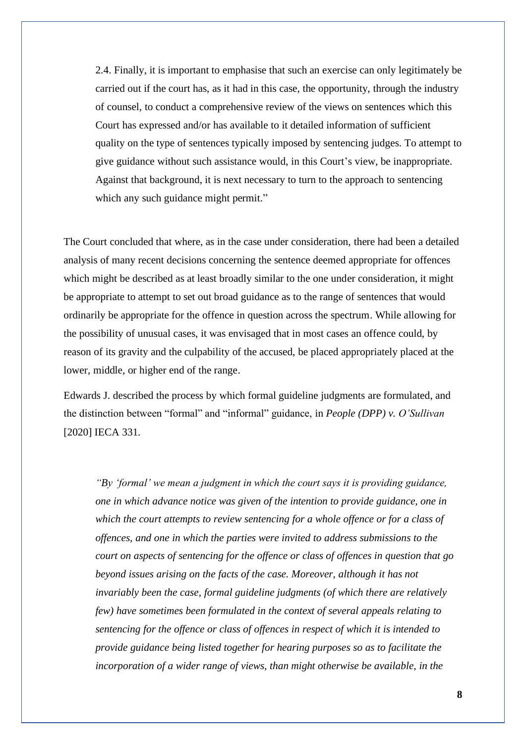> 2.4. Finally, it is important to emphasise that such an exercise can only legitimately be carried out if the court has, as it had in this case, the opportunity, through the industry of counsel, to conduct a comprehensive review of the views on sentences which this Court has expressed and/or has available to it detailed information of sufficient quality on the type of sentences typically imposed by sentencing judges. To attempt to give guidance without such assistance would, in this Court's view, be inappropriate. Against that background, it is next necessary to turn to the approach to sentencing which any such guidance might permit."

The Court concluded that where, as in the case under consideration, there had been a detailed analysis of many recent decisions concerning the sentence deemed appropriate for offences which might be described as at least broadly similar to the one under consideration, it might be appropriate to attempt to set out broad guidance as to the range of sentences that would ordinarily be appropriate for the offence in question across the spectrum. While allowing for the possibility of unusual cases, it was envisaged that in most cases an offence could, by reason of its gravity and the culpability of the accused, be placed appropriately placed at the lower, middle, or higher end of the range.

Edwards J. described the process by which formal guideline judgments are formulated, and the distinction between "formal" and "informal" guidance, in *People (DPP) v. O'Sullivan* [2020] IECA 331.

> *"By 'formal' we mean a judgment in which the court says it is providing guidance, one in which advance notice was given of the intention to provide guidance, one in which the court attempts to review sentencing for a whole offence or for a class of offences, and one in which the parties were invited to address submissions to the court on aspects of sentencing for the offence or class of offences in question that go beyond issues arising on the facts of the case. Moreover, although it has not invariably been the case, formal guideline judgments (of which there are relatively few) have sometimes been formulated in the context of several appeals relating to sentencing for the offence or class of offences in respect of which it is intended to provide guidance being listed together for hearing purposes so as to facilitate the incorporation of a wider range of views, than might otherwise be available, in the*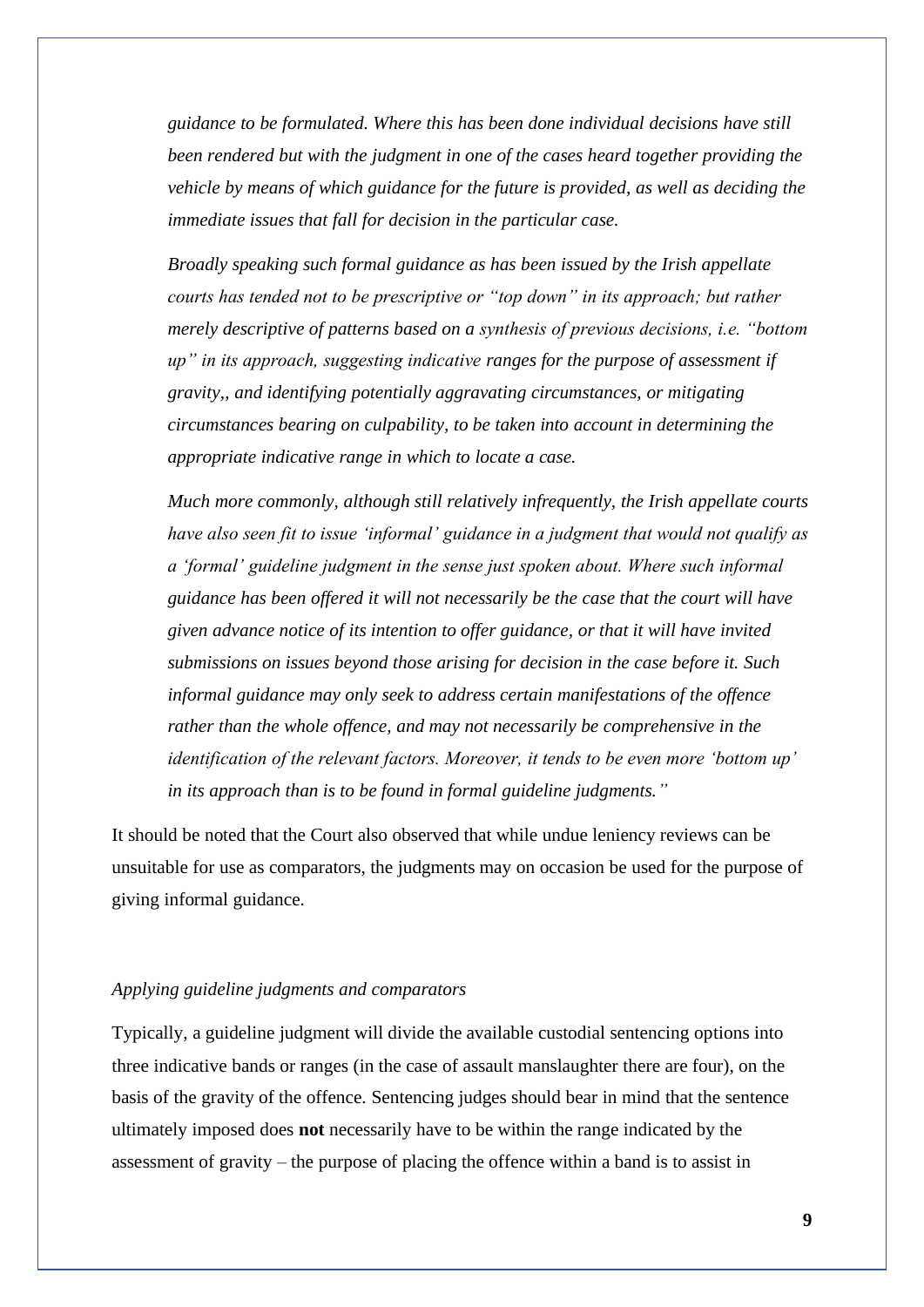*guidance to be formulated. Where this has been done individual decisions have still been rendered but with the judgment in one of the cases heard together providing the vehicle by means of which guidance for the future is provided, as well as deciding the immediate issues that fall for decision in the particular case.*

*Broadly speaking such formal guidance as has been issued by the Irish appellate courts has tended not to be prescriptive or "top down" in its approach; but rather merely descriptive of patterns based on a synthesis of previous decisions, i.e. "bottom up" in its approach, suggesting indicative ranges for the purpose of assessment if gravity,, and identifying potentially aggravating circumstances, or mitigating circumstances bearing on culpability, to be taken into account in determining the appropriate indicative range in which to locate a case.*

*Much more commonly, although still relatively infrequently, the Irish appellate courts have also seen fit to issue 'informal' guidance in a judgment that would not qualify as a 'formal' guideline judgment in the sense just spoken about. Where such informal guidance has been offered it will not necessarily be the case that the court will have given advance notice of its intention to offer guidance, or that it will have invited submissions on issues beyond those arising for decision in the case before it. Such informal guidance may only seek to address certain manifestations of the offence rather than the whole offence, and may not necessarily be comprehensive in the identification of the relevant factors. Moreover, it tends to be even more 'bottom up' in its approach than is to be found in formal guideline judgments."*

It should be noted that the Court also observed that while undue leniency reviews can be unsuitable for use as comparators, the judgments may on occasion be used for the purpose of giving informal guidance.

*Applying guideline judgments and comparators*

Typically, a guideline judgment will divide the available custodial sentencing options into three indicative bands or ranges (in the case of assault manslaughter there are four), on the basis of the gravity of the offence. Sentencing judges should bear in mind that the sentence ultimately imposed does **not** necessarily have to be within the range indicated by the assessment of gravity – the purpose of placing the offence within a band is to assist in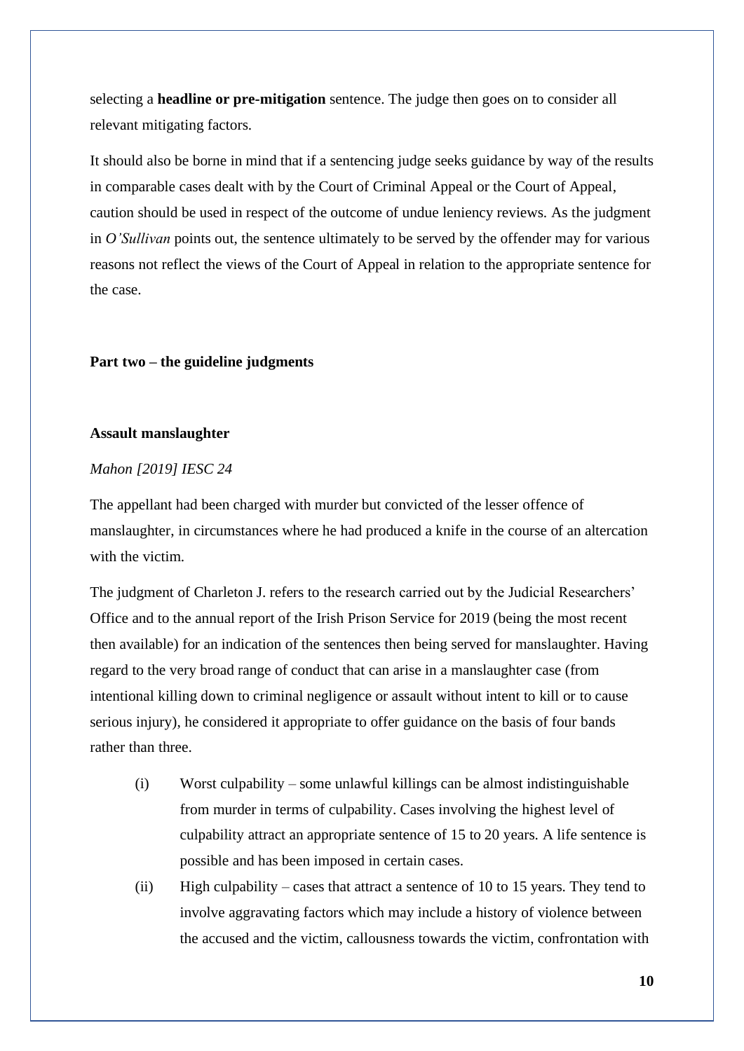selecting a **headline or pre-mitigation** sentence. The judge then goes on to consider all relevant mitigating factors.

It should also be borne in mind that if a sentencing judge seeks guidance by way of the results in comparable cases dealt with by the Court of Criminal Appeal or the Court of Appeal, caution should be used in respect of the outcome of undue leniency reviews. As the judgment in *O'Sullivan* points out, the sentence ultimately to be served by the offender may for various reasons not reflect the views of the Court of Appeal in relation to the appropriate sentence for the case.

## Part two – the guideline judgments

### Assault manslaughter

*Mahon [2019] IESC 24*

The appellant had been charged with murder but convicted of the lesser offence of manslaughter, in circumstances where he had produced a knife in the course of an altercation with the victim.

The judgment of Charleton J. refers to the research carried out by the Judicial Researchers' Office and to the annual report of the Irish Prison Service for 2019 (being the most recent then available) for an indication of the sentences then being served for manslaughter. Having regard to the very broad range of conduct that can arise in a manslaughter case (from intentional killing down to criminal negligence or assault without intent to kill or to cause serious injury), he considered it appropriate to offer guidance on the basis of four bands rather than three.

(i) Worst culpability – some unlawful killings can be almost indistinguishable from murder in terms of culpability. Cases involving the highest level of culpability attract an appropriate sentence of 15 to 20 years. A life sentence is possible and has been imposed in certain cases.

(ii) High culpability – cases that attract a sentence of 10 to 15 years. They tend to involve aggravating factors which may include a history of violence between the accused and the victim, callousness towards the victim, confrontation with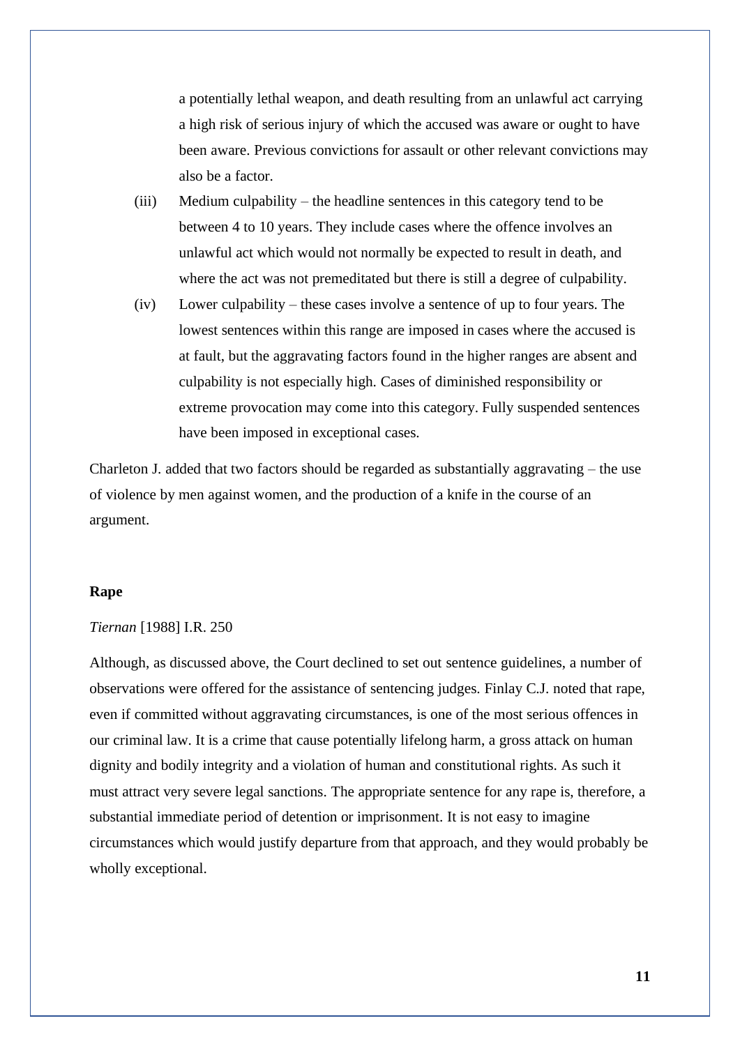a potentially lethal weapon, and death resulting from an unlawful act carrying a high risk of serious injury of which the accused was aware or ought to have been aware. Previous convictions for assault or other relevant convictions may also be a factor.

(iii) Medium culpability – the headline sentences in this category tend to be between 4 to 10 years. They include cases where the offence involves an unlawful act which would not normally be expected to result in death, and where the act was not premeditated but there is still a degree of culpability.

(iv) Lower culpability – these cases involve a sentence of up to four years. The lowest sentences within this range are imposed in cases where the accused is at fault, but the aggravating factors found in the higher ranges are absent and culpability is not especially high. Cases of diminished responsibility or extreme provocation may come into this category. Fully suspended sentences have been imposed in exceptional cases.

Charleton J. added that two factors should be regarded as substantially aggravating – the use of violence by men against women, and the production of a knife in the course of an argument.

**Rape**

*Tiernan* [1988] I.R. 250

Although, as discussed above, the Court declined to set out sentence guidelines, a number of observations were offered for the assistance of sentencing judges. Finlay C.J. noted that rape, even if committed without aggravating circumstances, is one of the most serious offences in our criminal law. It is a crime that cause potentially lifelong harm, a gross attack on human dignity and bodily integrity and a violation of human and constitutional rights. As such it must attract very severe legal sanctions. The appropriate sentence for any rape is, therefore, a substantial immediate period of detention or imprisonment. It is not easy to imagine circumstances which would justify departure from that approach, and they would probably be wholly exceptional.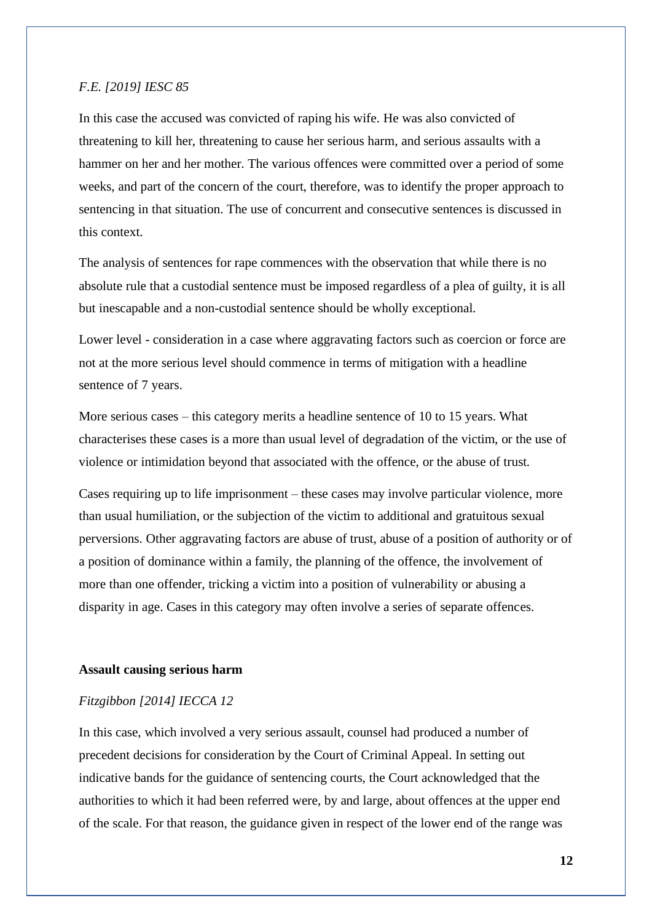*F.E. [2019] IESC 85*

In this case the accused was convicted of raping his wife. He was also convicted of threatening to kill her, threatening to cause her serious harm, and serious assaults with a hammer on her and her mother. The various offences were committed over a period of some weeks, and part of the concern of the court, therefore, was to identify the proper approach to sentencing in that situation. The use of concurrent and consecutive sentences is discussed in this context.

The analysis of sentences for rape commences with the observation that while there is no absolute rule that a custodial sentence must be imposed regardless of a plea of guilty, it is all but inescapable and a non-custodial sentence should be wholly exceptional.

Lower level - consideration in a case where aggravating factors such as coercion or force are not at the more serious level should commence in terms of mitigation with a headline sentence of 7 years.

More serious cases – this category merits a headline sentence of 10 to 15 years. What characterises these cases is a more than usual level of degradation of the victim, or the use of violence or intimidation beyond that associated with the offence, or the abuse of trust.

Cases requiring up to life imprisonment – these cases may involve particular violence, more than usual humiliation, or the subjection of the victim to additional and gratuitous sexual perversions. Other aggravating factors are abuse of trust, abuse of a position of authority or of a position of dominance within a family, the planning of the offence, the involvement of more than one offender, tricking a victim into a position of vulnerability or abusing a disparity in age. Cases in this category may often involve a series of separate offences.

**Assault causing serious harm**

*Fitzgibbon [2014] IECCA 12*

In this case, which involved a very serious assault, counsel had produced a number of precedent decisions for consideration by the Court of Criminal Appeal. In setting out indicative bands for the guidance of sentencing courts, the Court acknowledged that the authorities to which it had been referred were, by and large, about offences at the upper end of the scale. For that reason, the guidance given in respect of the lower end of the range was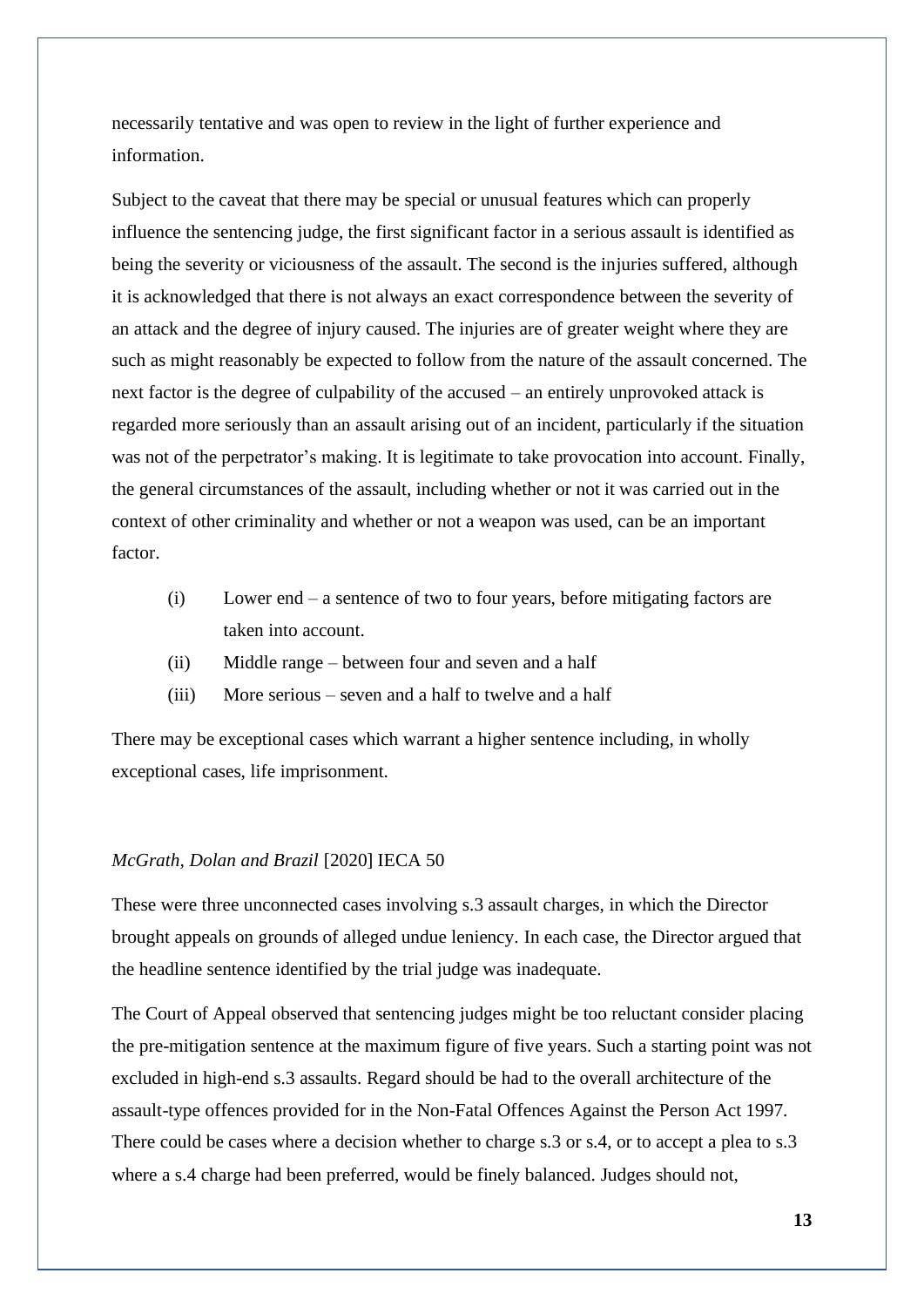necessarily tentative and was open to review in the light of further experience and information.

Subject to the caveat that there may be special or unusual features which can properly influence the sentencing judge, the first significant factor in a serious assault is identified as being the severity or viciousness of the assault. The second is the injuries suffered, although it is acknowledged that there is not always an exact correspondence between the severity of an attack and the degree of injury caused. The injuries are of greater weight where they are such as might reasonably be expected to follow from the nature of the assault concerned. The next factor is the degree of culpability of the accused – an entirely unprovoked attack is regarded more seriously than an assault arising out of an incident, particularly if the situation was not of the perpetrator's making. It is legitimate to take provocation into account. Finally, the general circumstances of the assault, including whether or not it was carried out in the context of other criminality and whether or not a weapon was used, can be an important factor.

(i) Lower end – a sentence of two to four years, before mitigating factors are taken into account.

(ii) Middle range – between four and seven and a half

(iii) More serious – seven and a half to twelve and a half

There may be exceptional cases which warrant a higher sentence including, in wholly exceptional cases, life imprisonment.

*McGrath, Dolan and Brazil* [2020] IECA 50

These were three unconnected cases involving s.3 assault charges, in which the Director brought appeals on grounds of alleged undue leniency. In each case, the Director argued that the headline sentence identified by the trial judge was inadequate.

The Court of Appeal observed that sentencing judges might be too reluctant consider placing the pre-mitigation sentence at the maximum figure of five years. Such a starting point was not excluded in high-end s.3 assaults. Regard should be had to the overall architecture of the assault-type offences provided for in the Non-Fatal Offences Against the Person Act 1997. There could be cases where a decision whether to charge s.3 or s.4, or to accept a plea to s.3 where a s.4 charge had been preferred, would be finely balanced. Judges should not,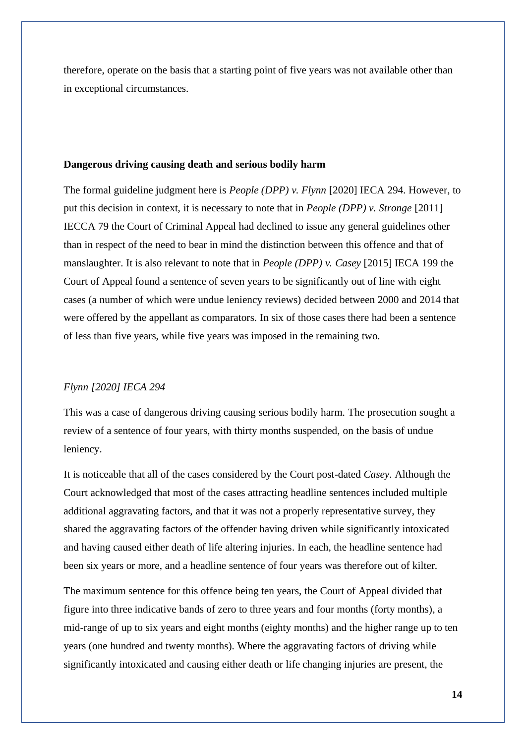therefore, operate on the basis that a starting point of five years was not available other than in exceptional circumstances.

**Dangerous driving causing death and serious bodily harm**

The formal guideline judgment here is *People (DPP) v. Flynn* [2020] IECA 294. However, to put this decision in context, it is necessary to note that in *People (DPP) v. Stronge* [2011] IECCA 79 the Court of Criminal Appeal had declined to issue any general guidelines other than in respect of the need to bear in mind the distinction between this offence and that of manslaughter. It is also relevant to note that in *People (DPP) v. Casey* [2015] IECA 199 the Court of Appeal found a sentence of seven years to be significantly out of line with eight cases (a number of which were undue leniency reviews) decided between 2000 and 2014 that were offered by the appellant as comparators. In six of those cases there had been a sentence of less than five years, while five years was imposed in the remaining two.

*Flynn [2020] IECA 294*

This was a case of dangerous driving causing serious bodily harm. The prosecution sought a review of a sentence of four years, with thirty months suspended, on the basis of undue leniency.

It is noticeable that all of the cases considered by the Court post-dated *Casey*. Although the Court acknowledged that most of the cases attracting headline sentences included multiple additional aggravating factors, and that it was not a properly representative survey, they shared the aggravating factors of the offender having driven while significantly intoxicated and having caused either death of life altering injuries. In each, the headline sentence had been six years or more, and a headline sentence of four years was therefore out of kilter.

The maximum sentence for this offence being ten years, the Court of Appeal divided that figure into three indicative bands of zero to three years and four months (forty months), a mid-range of up to six years and eight months (eighty months) and the higher range up to ten years (one hundred and twenty months). Where the aggravating factors of driving while significantly intoxicated and causing either death or life changing injuries are present, the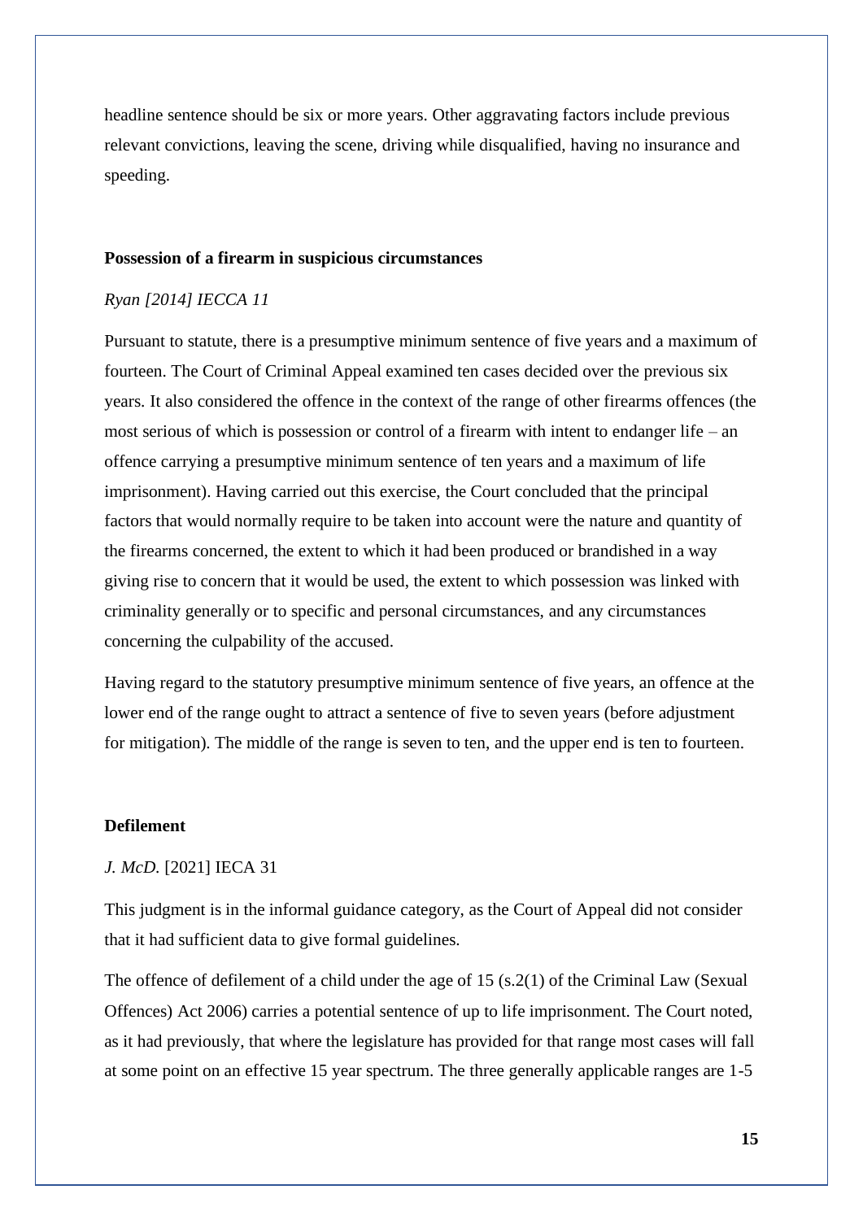headline sentence should be six or more years. Other aggravating factors include previous relevant convictions, leaving the scene, driving while disqualified, having no insurance and speeding.

**Possession of a firearm in suspicious circumstances**

*Ryan [2014] IECCA 11*

Pursuant to statute, there is a presumptive minimum sentence of five years and a maximum of fourteen. The Court of Criminal Appeal examined ten cases decided over the previous six years. It also considered the offence in the context of the range of other firearms offences (the most serious of which is possession or control of a firearm with intent to endanger life – an offence carrying a presumptive minimum sentence of ten years and a maximum of life imprisonment). Having carried out this exercise, the Court concluded that the principal factors that would normally require to be taken into account were the nature and quantity of the firearms concerned, the extent to which it had been produced or brandished in a way giving rise to concern that it would be used, the extent to which possession was linked with criminality generally or to specific and personal circumstances, and any circumstances concerning the culpability of the accused.

Having regard to the statutory presumptive minimum sentence of five years, an offence at the lower end of the range ought to attract a sentence of five to seven years (before adjustment for mitigation). The middle of the range is seven to ten, and the upper end is ten to fourteen.

**Defilement**

*J. McD.* [2021] IECA 31

This judgment is in the informal guidance category, as the Court of Appeal did not consider that it had sufficient data to give formal guidelines.

The offence of defilement of a child under the age of 15 (s.2(1) of the Criminal Law (Sexual Offences) Act 2006) carries a potential sentence of up to life imprisonment. The Court noted, as it had previously, that where the legislature has provided for that range most cases will fall at some point on an effective 15 year spectrum. The three generally applicable ranges are 1-5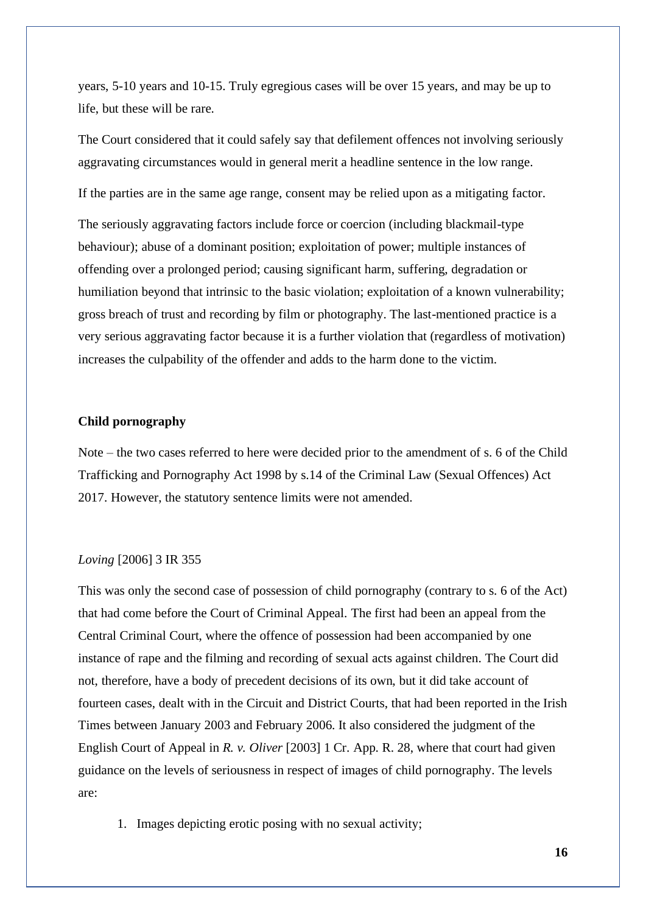years, 5-10 years and 10-15. Truly egregious cases will be over 15 years, and may be up to life, but these will be rare.

The Court considered that it could safely say that defilement offences not involving seriously aggravating circumstances would in general merit a headline sentence in the low range.

If the parties are in the same age range, consent may be relied upon as a mitigating factor.

The seriously aggravating factors include force or coercion (including blackmail-type behaviour); abuse of a dominant position; exploitation of power; multiple instances of offending over a prolonged period; causing significant harm, suffering, degradation or humiliation beyond that intrinsic to the basic violation; exploitation of a known vulnerability; gross breach of trust and recording by film or photography. The last-mentioned practice is a very serious aggravating factor because it is a further violation that (regardless of motivation) increases the culpability of the offender and adds to the harm done to the victim.

**Child pornography**

Note – the two cases referred to here were decided prior to the amendment of s. 6 of the Child Trafficking and Pornography Act 1998 by s.14 of the Criminal Law (Sexual Offences) Act 2017. However, the statutory sentence limits were not amended.

*Loving* [2006] 3 IR 355

This was only the second case of possession of child pornography (contrary to s. 6 of the Act) that had come before the Court of Criminal Appeal. The first had been an appeal from the Central Criminal Court, where the offence of possession had been accompanied by one instance of rape and the filming and recording of sexual acts against children. The Court did not, therefore, have a body of precedent decisions of its own, but it did take account of fourteen cases, dealt with in the Circuit and District Courts, that had been reported in the Irish Times between January 2003 and February 2006. It also considered the judgment of the English Court of Appeal in *R. v. Oliver* [2003] 1 Cr. App. R. 28, where that court had given guidance on the levels of seriousness in respect of images of child pornography. The levels are:

1. Images depicting erotic posing with no sexual activity;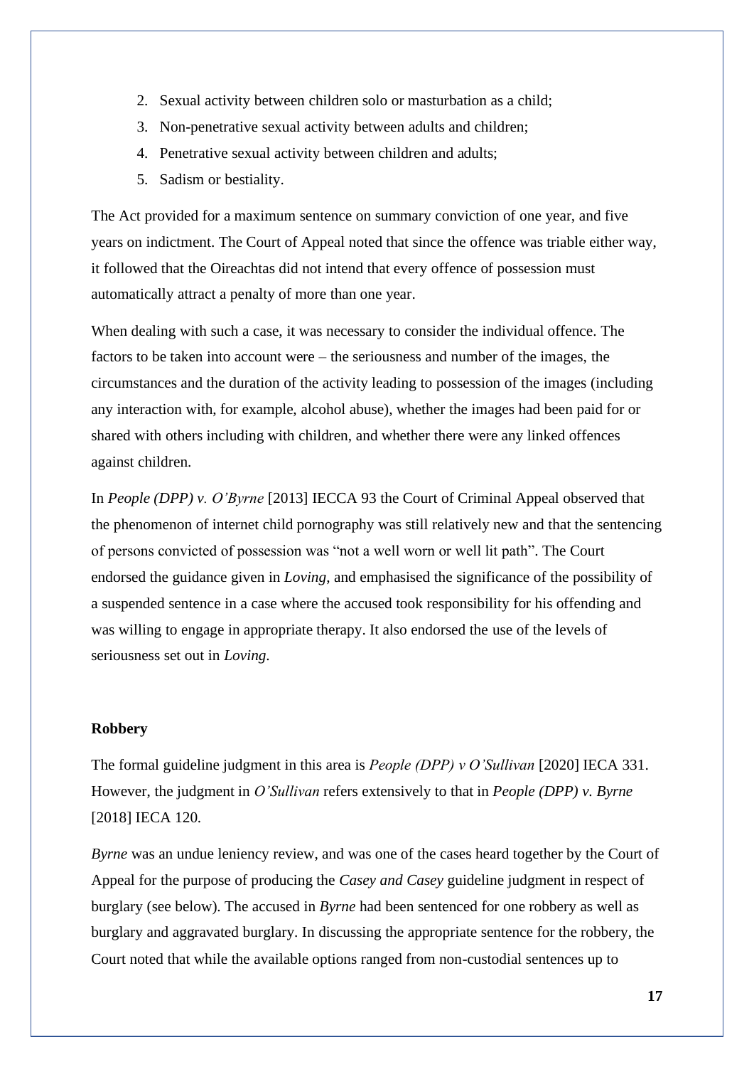2. Sexual activity between children solo or masturbation as a child;
3. Non-penetrative sexual activity between adults and children;
4. Penetrative sexual activity between children and adults;
5. Sadism or bestiality.

The Act provided for a maximum sentence on summary conviction of one year, and five years on indictment. The Court of Appeal noted that since the offence was triable either way, it followed that the Oireachtas did not intend that every offence of possession must automatically attract a penalty of more than one year.

When dealing with such a case, it was necessary to consider the individual offence. The factors to be taken into account were – the seriousness and number of the images, the circumstances and the duration of the activity leading to possession of the images (including any interaction with, for example, alcohol abuse), whether the images had been paid for or shared with others including with children, and whether there were any linked offences against children.

In *People (DPP) v. O'Byrne* [2013] IECCA 93 the Court of Criminal Appeal observed that the phenomenon of internet child pornography was still relatively new and that the sentencing of persons convicted of possession was "not a well worn or well lit path". The Court endorsed the guidance given in *Loving*, and emphasised the significance of the possibility of a suspended sentence in a case where the accused took responsibility for his offending and was willing to engage in appropriate therapy. It also endorsed the use of the levels of seriousness set out in *Loving*.

**Robbery**

The formal guideline judgment in this area is *People (DPP) v O'Sullivan* [2020] IECA 331. However, the judgment in *O'Sullivan* refers extensively to that in *People (DPP) v. Byrne* [2018] IECA 120.

*Byrne* was an undue leniency review, and was one of the cases heard together by the Court of Appeal for the purpose of producing the *Casey and Casey* guideline judgment in respect of burglary (see below). The accused in *Byrne* had been sentenced for one robbery as well as burglary and aggravated burglary. In discussing the appropriate sentence for the robbery, the Court noted that while the available options ranged from non-custodial sentences up to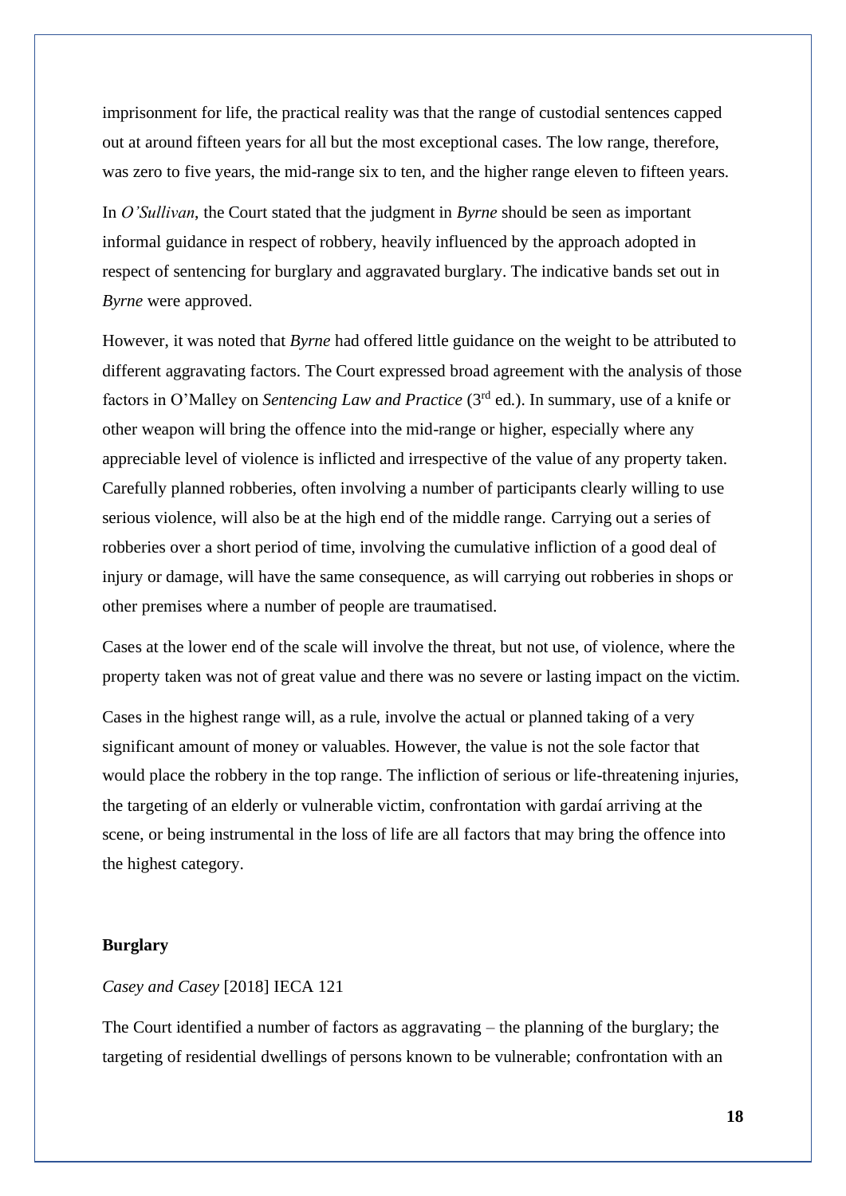imprisonment for life, the practical reality was that the range of custodial sentences capped out at around fifteen years for all but the most exceptional cases. The low range, therefore, was zero to five years, the mid-range six to ten, and the higher range eleven to fifteen years.

In *O'Sullivan*, the Court stated that the judgment in *Byrne* should be seen as important informal guidance in respect of robbery, heavily influenced by the approach adopted in respect of sentencing for burglary and aggravated burglary. The indicative bands set out in *Byrne* were approved.

However, it was noted that *Byrne* had offered little guidance on the weight to be attributed to different aggravating factors. The Court expressed broad agreement with the analysis of those factors in O'Malley on *Sentencing Law and Practice* (3rd ed.). In summary, use of a knife or other weapon will bring the offence into the mid-range or higher, especially where any appreciable level of violence is inflicted and irrespective of the value of any property taken. Carefully planned robberies, often involving a number of participants clearly willing to use serious violence, will also be at the high end of the middle range. Carrying out a series of robberies over a short period of time, involving the cumulative infliction of a good deal of injury or damage, will have the same consequence, as will carrying out robberies in shops or other premises where a number of people are traumatised.

Cases at the lower end of the scale will involve the threat, but not use, of violence, where the property taken was not of great value and there was no severe or lasting impact on the victim.

Cases in the highest range will, as a rule, involve the actual or planned taking of a very significant amount of money or valuables. However, the value is not the sole factor that would place the robbery in the top range. The infliction of serious or life-threatening injuries, the targeting of an elderly or vulnerable victim, confrontation with gardaí arriving at the scene, or being instrumental in the loss of life are all factors that may bring the offence into the highest category.

**Burglary**

*Casey and Casey* [2018] IECA 121

The Court identified a number of factors as aggravating – the planning of the burglary; the targeting of residential dwellings of persons known to be vulnerable; confrontation with an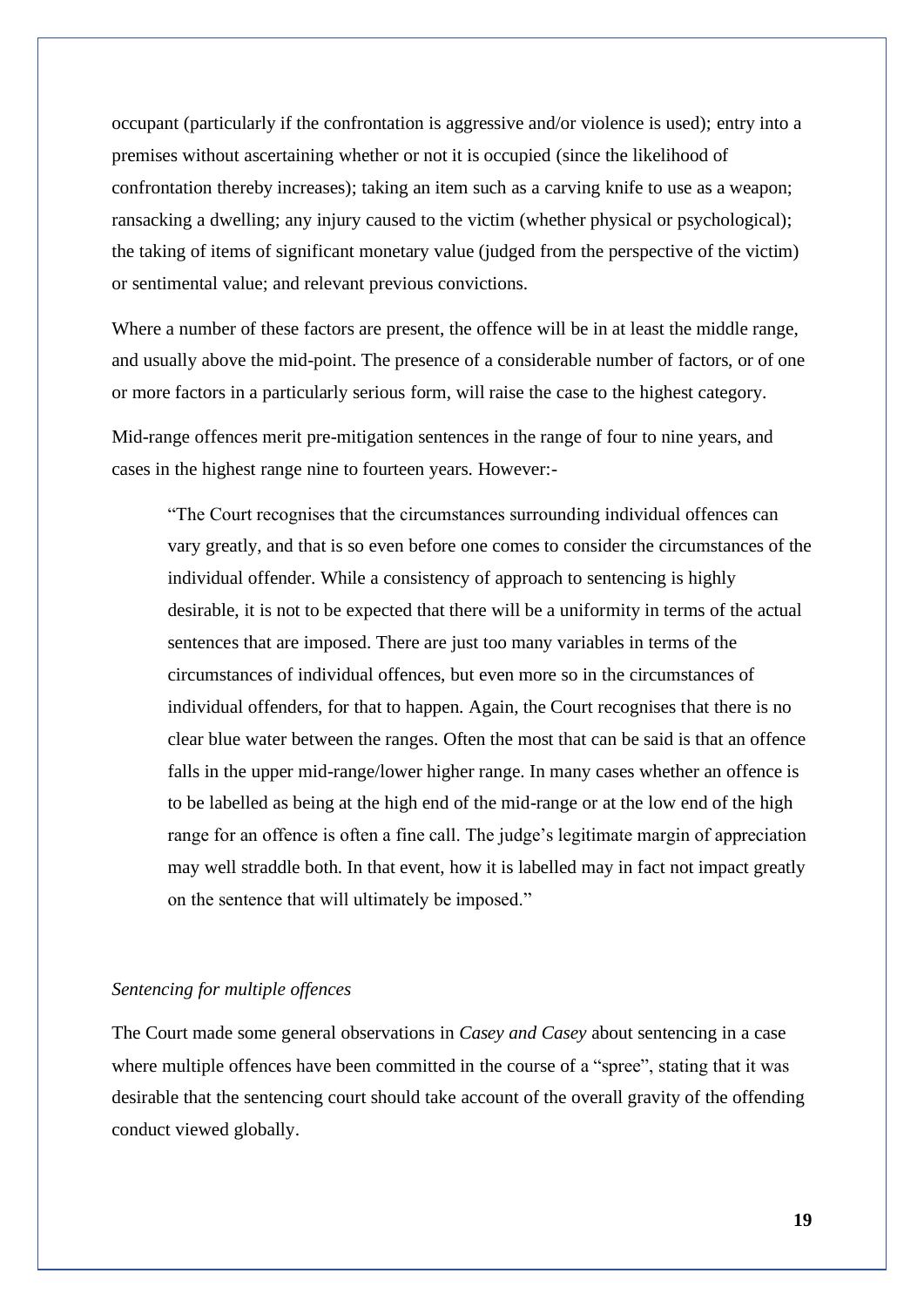occupant (particularly if the confrontation is aggressive and/or violence is used); entry into a premises without ascertaining whether or not it is occupied (since the likelihood of confrontation thereby increases); taking an item such as a carving knife to use as a weapon; ransacking a dwelling; any injury caused to the victim (whether physical or psychological); the taking of items of significant monetary value (judged from the perspective of the victim) or sentimental value; and relevant previous convictions.

Where a number of these factors are present, the offence will be in at least the middle range, and usually above the mid-point. The presence of a considerable number of factors, or of one or more factors in a particularly serious form, will raise the case to the highest category.

Mid-range offences merit pre-mitigation sentences in the range of four to nine years, and cases in the highest range nine to fourteen years. However:-

> "The Court recognises that the circumstances surrounding individual offences can vary greatly, and that is so even before one comes to consider the circumstances of the individual offender. While a consistency of approach to sentencing is highly desirable, it is not to be expected that there will be a uniformity in terms of the actual sentences that are imposed. There are just too many variables in terms of the circumstances of individual offences, but even more so in the circumstances of individual offenders, for that to happen. Again, the Court recognises that there is no clear blue water between the ranges. Often the most that can be said is that an offence falls in the upper mid-range/lower higher range. In many cases whether an offence is to be labelled as being at the high end of the mid-range or at the low end of the high range for an offence is often a fine call. The judge's legitimate margin of appreciation may well straddle both. In that event, how it is labelled may in fact not impact greatly on the sentence that will ultimately be imposed."

*Sentencing for multiple offences*

The Court made some general observations in *Casey and Casey* about sentencing in a case where multiple offences have been committed in the course of a "spree", stating that it was desirable that the sentencing court should take account of the overall gravity of the offending conduct viewed globally.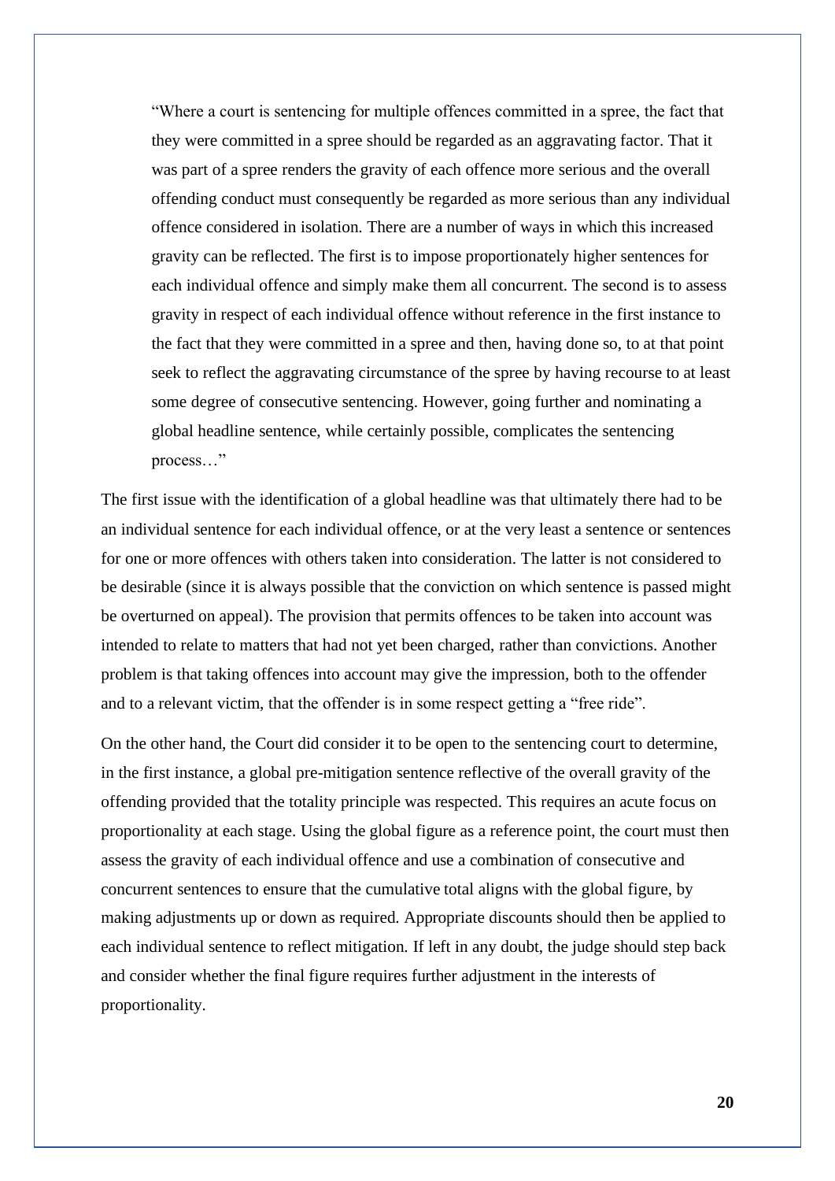> "Where a court is sentencing for multiple offences committed in a spree, the fact that they were committed in a spree should be regarded as an aggravating factor. That it was part of a spree renders the gravity of each offence more serious and the overall offending conduct must consequently be regarded as more serious than any individual offence considered in isolation. There are a number of ways in which this increased gravity can be reflected. The first is to impose proportionately higher sentences for each individual offence and simply make them all concurrent. The second is to assess gravity in respect of each individual offence without reference in the first instance to the fact that they were committed in a spree and then, having done so, to at that point seek to reflect the aggravating circumstance of the spree by having recourse to at least some degree of consecutive sentencing. However, going further and nominating a global headline sentence, while certainly possible, complicates the sentencing process…"

The first issue with the identification of a global headline was that ultimately there had to be an individual sentence for each individual offence, or at the very least a sentence or sentences for one or more offences with others taken into consideration. The latter is not considered to be desirable (since it is always possible that the conviction on which sentence is passed might be overturned on appeal). The provision that permits offences to be taken into account was intended to relate to matters that had not yet been charged, rather than convictions. Another problem is that taking offences into account may give the impression, both to the offender and to a relevant victim, that the offender is in some respect getting a "free ride".

On the other hand, the Court did consider it to be open to the sentencing court to determine, in the first instance, a global pre-mitigation sentence reflective of the overall gravity of the offending provided that the totality principle was respected. This requires an acute focus on proportionality at each stage. Using the global figure as a reference point, the court must then assess the gravity of each individual offence and use a combination of consecutive and concurrent sentences to ensure that the cumulative total aligns with the global figure, by making adjustments up or down as required. Appropriate discounts should then be applied to each individual sentence to reflect mitigation. If left in any doubt, the judge should step back and consider whether the final figure requires further adjustment in the interests of proportionality.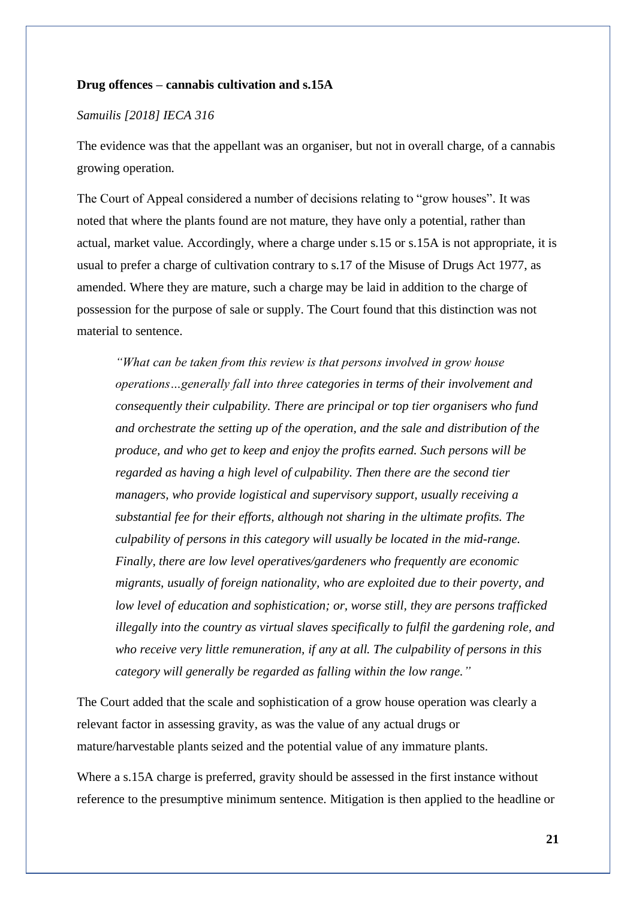**Drug offences – cannabis cultivation and s.15A**

*Samuilis [2018] IECA 316*

The evidence was that the appellant was an organiser, but not in overall charge, of a cannabis growing operation.

The Court of Appeal considered a number of decisions relating to "grow houses". It was noted that where the plants found are not mature, they have only a potential, rather than actual, market value. Accordingly, where a charge under s.15 or s.15A is not appropriate, it is usual to prefer a charge of cultivation contrary to s.17 of the Misuse of Drugs Act 1977, as amended. Where they are mature, such a charge may be laid in addition to the charge of possession for the purpose of sale or supply. The Court found that this distinction was not material to sentence.

> *"What can be taken from this review is that persons involved in grow house operations…generally fall into three categories in terms of their involvement and consequently their culpability. There are principal or top tier organisers who fund and orchestrate the setting up of the operation, and the sale and distribution of the produce, and who get to keep and enjoy the profits earned. Such persons will be regarded as having a high level of culpability. Then there are the second tier managers, who provide logistical and supervisory support, usually receiving a substantial fee for their efforts, although not sharing in the ultimate profits. The culpability of persons in this category will usually be located in the mid-range. Finally, there are low level operatives/gardeners who frequently are economic migrants, usually of foreign nationality, who are exploited due to their poverty, and low level of education and sophistication; or, worse still, they are persons trafficked illegally into the country as virtual slaves specifically to fulfil the gardening role, and who receive very little remuneration, if any at all. The culpability of persons in this category will generally be regarded as falling within the low range."*

The Court added that the scale and sophistication of a grow house operation was clearly a relevant factor in assessing gravity, as was the value of any actual drugs or mature/harvestable plants seized and the potential value of any immature plants.

Where a s.15A charge is preferred, gravity should be assessed in the first instance without reference to the presumptive minimum sentence. Mitigation is then applied to the headline or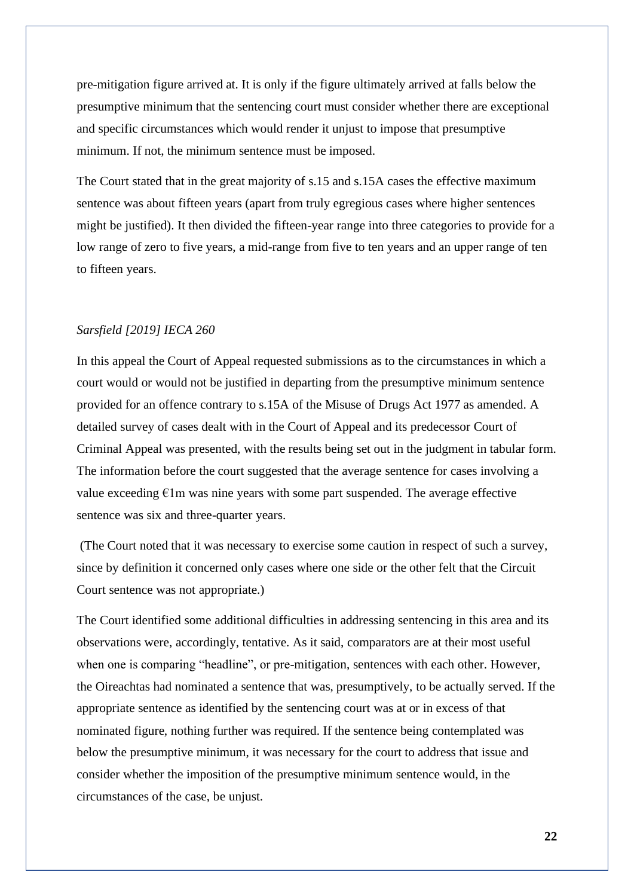pre-mitigation figure arrived at. It is only if the figure ultimately arrived at falls below the presumptive minimum that the sentencing court must consider whether there are exceptional and specific circumstances which would render it unjust to impose that presumptive minimum. If not, the minimum sentence must be imposed.

The Court stated that in the great majority of s.15 and s.15A cases the effective maximum sentence was about fifteen years (apart from truly egregious cases where higher sentences might be justified). It then divided the fifteen-year range into three categories to provide for a low range of zero to five years, a mid-range from five to ten years and an upper range of ten to fifteen years.

*Sarsfield [2019] IECA 260*

In this appeal the Court of Appeal requested submissions as to the circumstances in which a court would or would not be justified in departing from the presumptive minimum sentence provided for an offence contrary to s.15A of the Misuse of Drugs Act 1977 as amended. A detailed survey of cases dealt with in the Court of Appeal and its predecessor Court of Criminal Appeal was presented, with the results being set out in the judgment in tabular form. The information before the court suggested that the average sentence for cases involving a value exceeding €1m was nine years with some part suspended. The average effective sentence was six and three-quarter years.

(The Court noted that it was necessary to exercise some caution in respect of such a survey, since by definition it concerned only cases where one side or the other felt that the Circuit Court sentence was not appropriate.)

The Court identified some additional difficulties in addressing sentencing in this area and its observations were, accordingly, tentative. As it said, comparators are at their most useful when one is comparing "headline", or pre-mitigation, sentences with each other. However, the Oireachtas had nominated a sentence that was, presumptively, to be actually served. If the appropriate sentence as identified by the sentencing court was at or in excess of that nominated figure, nothing further was required. If the sentence being contemplated was below the presumptive minimum, it was necessary for the court to address that issue and consider whether the imposition of the presumptive minimum sentence would, in the circumstances of the case, be unjust.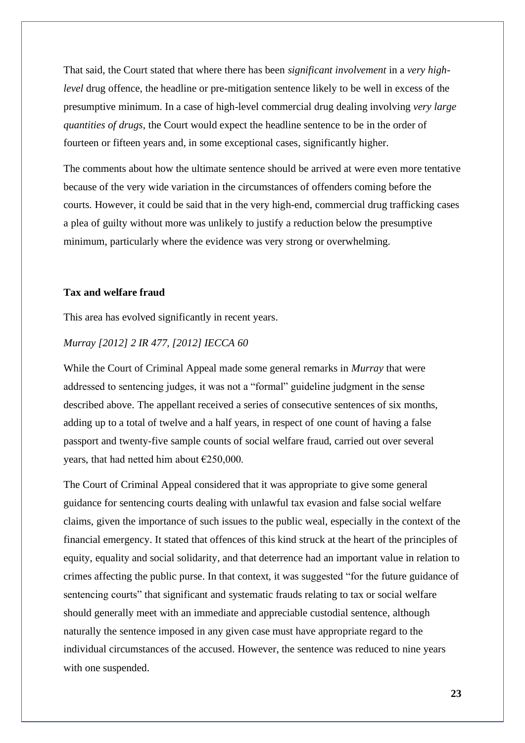That said, the Court stated that where there has been *significant involvement* in a *very high-level* drug offence, the headline or pre-mitigation sentence likely to be well in excess of the presumptive minimum. In a case of high-level commercial drug dealing involving *very large quantities of drugs*, the Court would expect the headline sentence to be in the order of fourteen or fifteen years and, in some exceptional cases, significantly higher.

The comments about how the ultimate sentence should be arrived at were even more tentative because of the very wide variation in the circumstances of offenders coming before the courts. However, it could be said that in the very high-end, commercial drug trafficking cases a plea of guilty without more was unlikely to justify a reduction below the presumptive minimum, particularly where the evidence was very strong or overwhelming.

**Tax and welfare fraud**

This area has evolved significantly in recent years.

*Murray [2012] 2 IR 477, [2012] IECCA 60*

While the Court of Criminal Appeal made some general remarks in *Murray* that were addressed to sentencing judges, it was not a "formal" guideline judgment in the sense described above. The appellant received a series of consecutive sentences of six months, adding up to a total of twelve and a half years, in respect of one count of having a false passport and twenty-five sample counts of social welfare fraud, carried out over several years, that had netted him about €250,000.

The Court of Criminal Appeal considered that it was appropriate to give some general guidance for sentencing courts dealing with unlawful tax evasion and false social welfare claims, given the importance of such issues to the public weal, especially in the context of the financial emergency. It stated that offences of this kind struck at the heart of the principles of equity, equality and social solidarity, and that deterrence had an important value in relation to crimes affecting the public purse. In that context, it was suggested "for the future guidance of sentencing courts" that significant and systematic frauds relating to tax or social welfare should generally meet with an immediate and appreciable custodial sentence, although naturally the sentence imposed in any given case must have appropriate regard to the individual circumstances of the accused. However, the sentence was reduced to nine years with one suspended.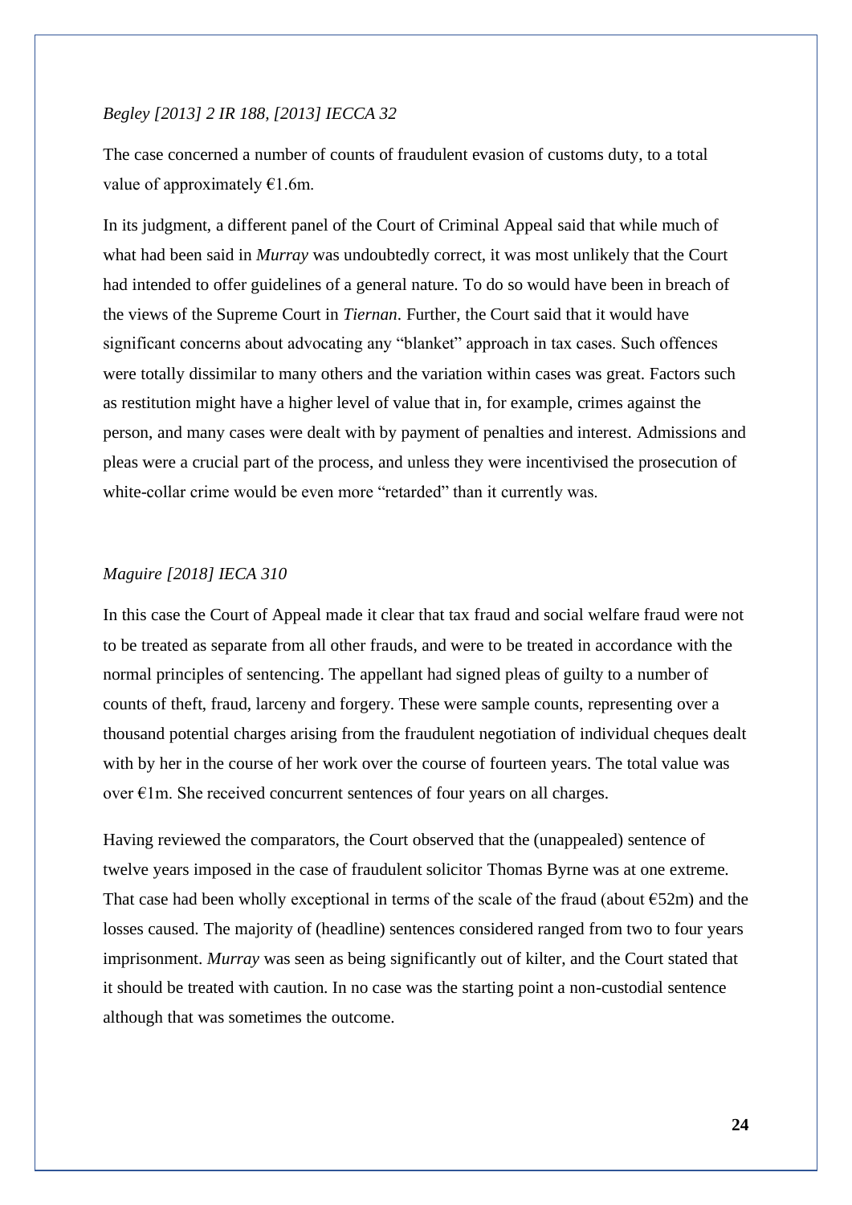*Begley [2013] 2 IR 188, [2013] IECCA 32*

The case concerned a number of counts of fraudulent evasion of customs duty, to a total value of approximately €1.6m.

In its judgment, a different panel of the Court of Criminal Appeal said that while much of what had been said in *Murray* was undoubtedly correct, it was most unlikely that the Court had intended to offer guidelines of a general nature. To do so would have been in breach of the views of the Supreme Court in *Tiernan*. Further, the Court said that it would have significant concerns about advocating any "blanket" approach in tax cases. Such offences were totally dissimilar to many others and the variation within cases was great. Factors such as restitution might have a higher level of value that in, for example, crimes against the person, and many cases were dealt with by payment of penalties and interest. Admissions and pleas were a crucial part of the process, and unless they were incentivised the prosecution of white-collar crime would be even more "retarded" than it currently was.

*Maguire [2018] IECA 310*

In this case the Court of Appeal made it clear that tax fraud and social welfare fraud were not to be treated as separate from all other frauds, and were to be treated in accordance with the normal principles of sentencing. The appellant had signed pleas of guilty to a number of counts of theft, fraud, larceny and forgery. These were sample counts, representing over a thousand potential charges arising from the fraudulent negotiation of individual cheques dealt with by her in the course of her work over the course of fourteen years. The total value was over €1m. She received concurrent sentences of four years on all charges.

Having reviewed the comparators, the Court observed that the (unappealed) sentence of twelve years imposed in the case of fraudulent solicitor Thomas Byrne was at one extreme. That case had been wholly exceptional in terms of the scale of the fraud (about €52m) and the losses caused. The majority of (headline) sentences considered ranged from two to four years imprisonment. *Murray* was seen as being significantly out of kilter, and the Court stated that it should be treated with caution. In no case was the starting point a non-custodial sentence although that was sometimes the outcome.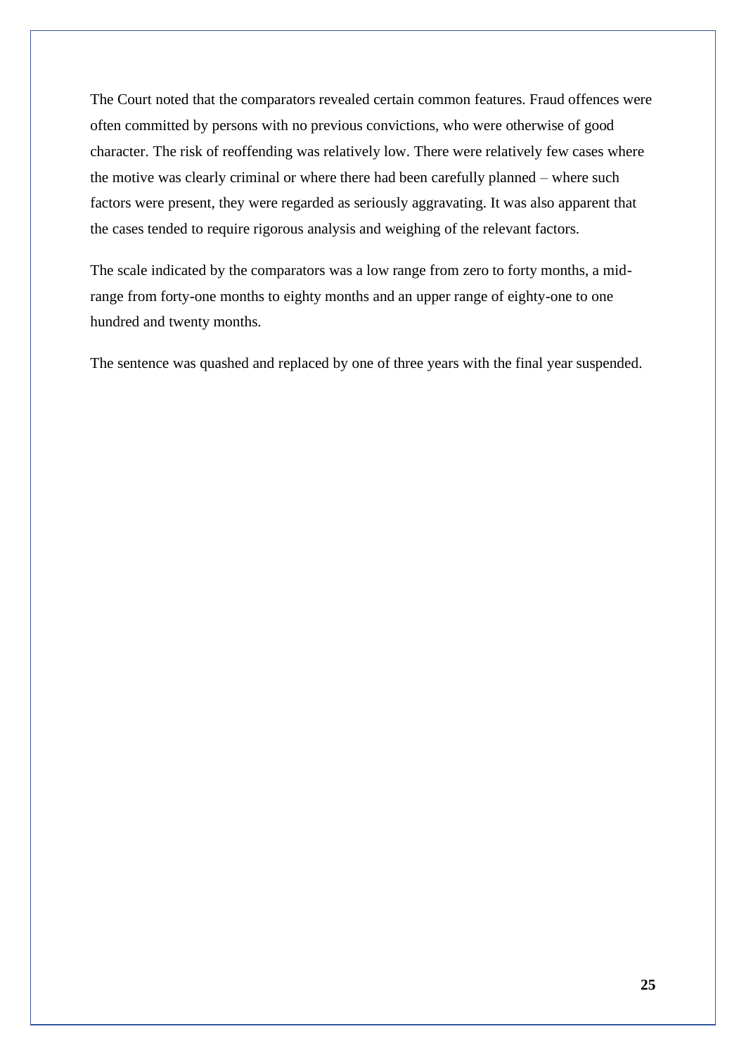The Court noted that the comparators revealed certain common features. Fraud offences were often committed by persons with no previous convictions, who were otherwise of good character. The risk of reoffending was relatively low. There were relatively few cases where the motive was clearly criminal or where there had been carefully planned – where such factors were present, they were regarded as seriously aggravating. It was also apparent that the cases tended to require rigorous analysis and weighing of the relevant factors.

The scale indicated by the comparators was a low range from zero to forty months, a mid-range from forty-one months to eighty months and an upper range of eighty-one to one hundred and twenty months.

The sentence was quashed and replaced by one of three years with the final year suspended.